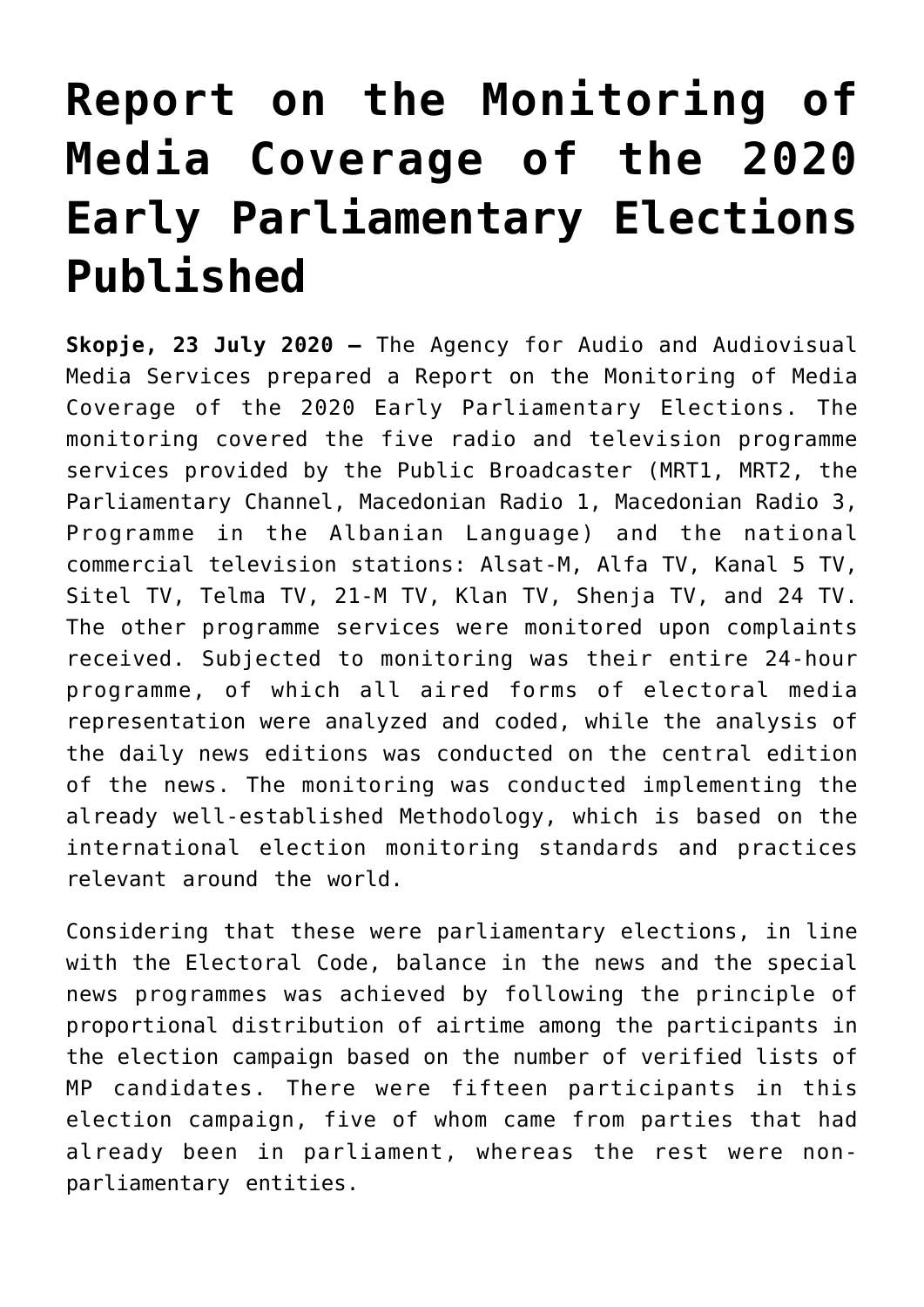# Report on the Monitoring of Media Coverage of the 2020 Early Parliamentary Elections Published

**Skopje, 23 July 2020 –** The Agency for Audio and Audiovisual Media Services prepared a Report on the Monitoring of Media Coverage of the 2020 Early Parliamentary Elections. The monitoring covered the five radio and television programme services provided by the Public Broadcaster (MRT1, MRT2, the Parliamentary Channel, Macedonian Radio 1, Macedonian Radio 3, Programme in the Albanian Language) and the national commercial television stations: Alsat-M, Alfa TV, Kanal 5 TV, Sitel TV, Telma TV, 21-M TV, Klan TV, Shenja TV, and 24 TV. The other programme services were monitored upon complaints received. Subjected to monitoring was their entire 24-hour programme, of which all aired forms of electoral media representation were analyzed and coded, while the analysis of the daily news editions was conducted on the central edition of the news. The monitoring was conducted implementing the already well-established Methodology, which is based on the international election monitoring standards and practices relevant around the world.

Considering that these were parliamentary elections, in line with the Electoral Code, balance in the news and the special news programmes was achieved by following the principle of proportional distribution of airtime among the participants in the election campaign based on the number of verified lists of MP candidates. There were fifteen participants in this election campaign, five of whom came from parties that had already been in parliament, whereas the rest were non-parliamentary entities.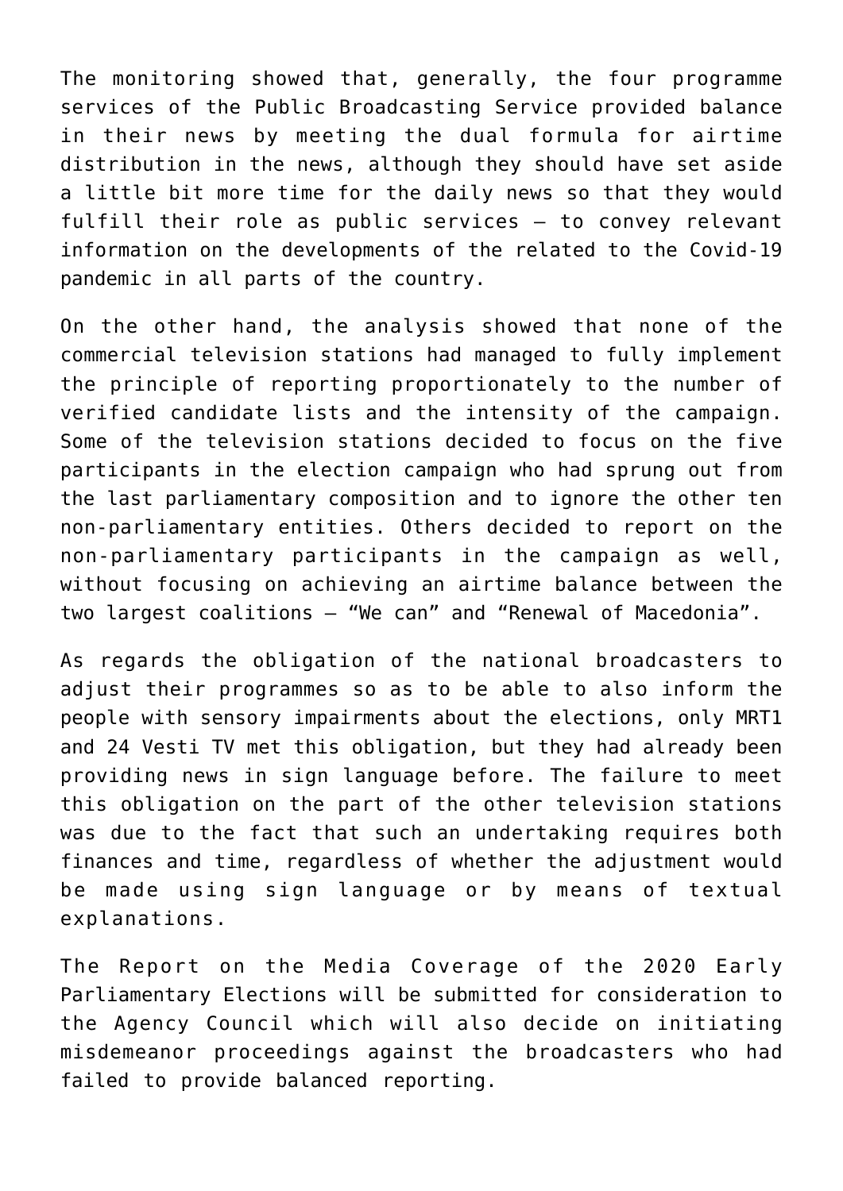The monitoring showed that, generally, the four programme services of the Public Broadcasting Service provided balance in their news by meeting the dual formula for airtime distribution in the news, although they should have set aside a little bit more time for the daily news so that they would fulfill their role as public services – to convey relevant information on the developments of the related to the Covid-19 pandemic in all parts of the country.

On the other hand, the analysis showed that none of the commercial television stations had managed to fully implement the principle of reporting proportionately to the number of verified candidate lists and the intensity of the campaign. Some of the television stations decided to focus on the five participants in the election campaign who had sprung out from the last parliamentary composition and to ignore the other ten non-parliamentary entities. Others decided to report on the non-parliamentary participants in the campaign as well, without focusing on achieving an airtime balance between the two largest coalitions – "We can" and "Renewal of Macedonia".

As regards the obligation of the national broadcasters to adjust their programmes so as to be able to also inform the people with sensory impairments about the elections, only MRT1 and 24 Vesti TV met this obligation, but they had already been providing news in sign language before. The failure to meet this obligation on the part of the other television stations was due to the fact that such an undertaking requires both finances and time, regardless of whether the adjustment would be made using sign language or by means of textual explanations.

The Report on the Media Coverage of the 2020 Early Parliamentary Elections will be submitted for consideration to the Agency Council which will also decide on initiating misdemeanor proceedings against the broadcasters who had failed to provide balanced reporting.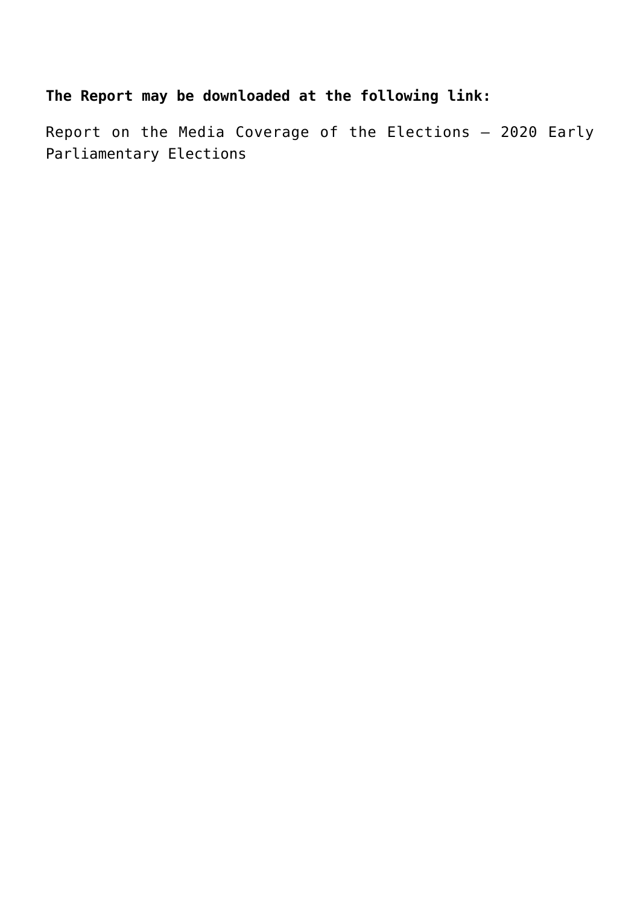**The Report may be downloaded at the following link:**

Report on the Media Coverage of the Elections – 2020 Early Parliamentary Elections